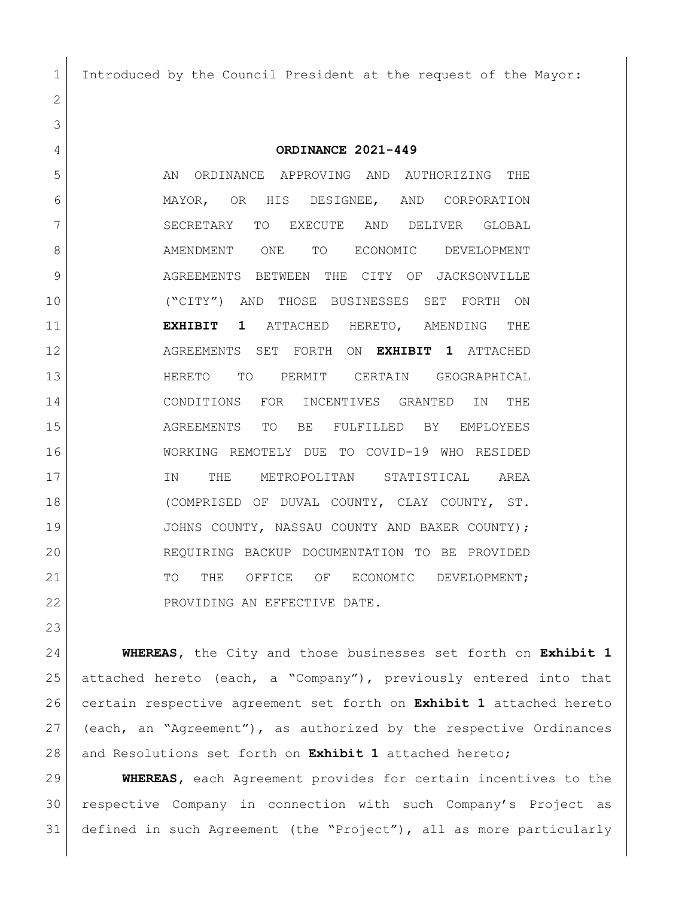Introduced by the Council President at the request of the Mayor:

# ORDINANCE 2021-449

AN ORDINANCE APPROVING AND AUTHORIZING THE MAYOR, OR HIS DESIGNEE, AND CORPORATION SECRETARY TO EXECUTE AND DELIVER GLOBAL AMENDMENT ONE TO ECONOMIC DEVELOPMENT AGREEMENTS BETWEEN THE CITY OF JACKSONVILLE ("CITY") AND THOSE BUSINESSES SET FORTH ON **EXHIBIT 1** ATTACHED HERETO, AMENDING THE AGREEMENTS SET FORTH ON **EXHIBIT 1** ATTACHED HERETO TO PERMIT CERTAIN GEOGRAPHICAL CONDITIONS FOR INCENTIVES GRANTED IN THE AGREEMENTS TO BE FULFILLED BY EMPLOYEES WORKING REMOTELY DUE TO COVID-19 WHO RESIDED IN THE METROPOLITAN STATISTICAL AREA (COMPRISED OF DUVAL COUNTY, CLAY COUNTY, ST. JOHNS COUNTY, NASSAU COUNTY AND BAKER COUNTY); REQUIRING BACKUP DOCUMENTATION TO BE PROVIDED TO THE OFFICE OF ECONOMIC DEVELOPMENT; PROVIDING AN EFFECTIVE DATE.

**WHEREAS**, the City and those businesses set forth on **Exhibit 1** attached hereto (each, a "Company"), previously entered into that certain respective agreement set forth on **Exhibit 1** attached hereto (each, an "Agreement"), as authorized by the respective Ordinances and Resolutions set forth on **Exhibit 1** attached hereto;

**WHEREAS**, each Agreement provides for certain incentives to the respective Company in connection with such Company's Project as defined in such Agreement (the "Project"), all as more particularly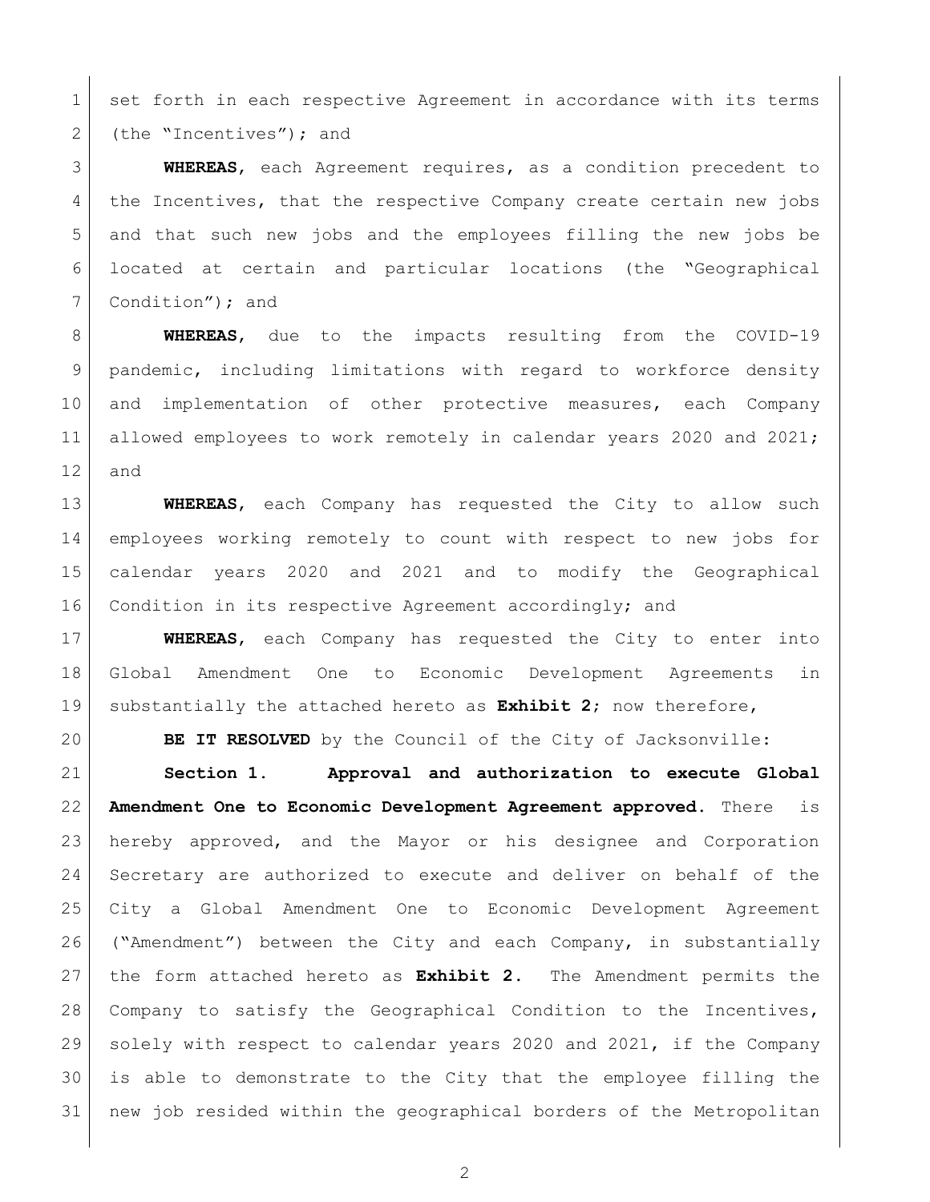set forth in each respective Agreement in accordance with its terms (the "Incentives"); and

**WHEREAS**, each Agreement requires, as a condition precedent to the Incentives, that the respective Company create certain new jobs and that such new jobs and the employees filling the new jobs be located at certain and particular locations (the "Geographical Condition"); and

**WHEREAS**, due to the impacts resulting from the COVID-19 pandemic, including limitations with regard to workforce density and implementation of other protective measures, each Company allowed employees to work remotely in calendar years 2020 and 2021; and

**WHEREAS**, each Company has requested the City to allow such employees working remotely to count with respect to new jobs for calendar years 2020 and 2021 and to modify the Geographical Condition in its respective Agreement accordingly; and

**WHEREAS**, each Company has requested the City to enter into Global Amendment One to Economic Development Agreements in substantially the attached hereto as **Exhibit 2**; now therefore,

**BE IT RESOLVED** by the Council of the City of Jacksonville:

**Section 1. Approval and authorization to execute Global Amendment One to Economic Development Agreement approved.** There is hereby approved, and the Mayor or his designee and Corporation Secretary are authorized to execute and deliver on behalf of the City a Global Amendment One to Economic Development Agreement ("Amendment") between the City and each Company, in substantially the form attached hereto as **Exhibit 2.** The Amendment permits the Company to satisfy the Geographical Condition to the Incentives, solely with respect to calendar years 2020 and 2021, if the Company is able to demonstrate to the City that the employee filling the new job resided within the geographical borders of the Metropolitan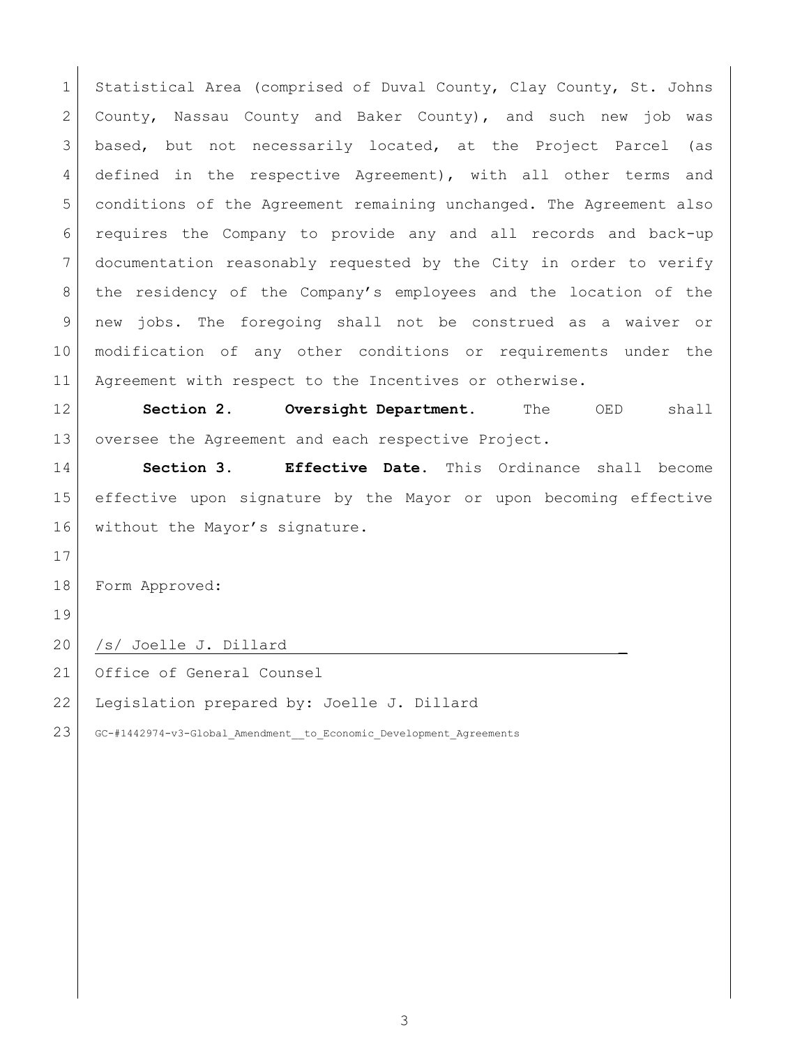Statistical Area (comprised of Duval County, Clay County, St. Johns County, Nassau County and Baker County), and such new job was based, but not necessarily located, at the Project Parcel (as defined in the respective Agreement), with all other terms and conditions of the Agreement remaining unchanged. The Agreement also requires the Company to provide any and all records and back-up documentation reasonably requested by the City in order to verify the residency of the Company's employees and the location of the new jobs. The foregoing shall not be construed as a waiver or modification of any other conditions or requirements under the Agreement with respect to the Incentives or otherwise.

**Section 2. Oversight Department.** The OED shall oversee the Agreement and each respective Project.

**Section 3. Effective Date.** This Ordinance shall become effective upon signature by the Mayor or upon becoming effective without the Mayor's signature.

Form Approved:

/s/ Joelle J. Dillard

Office of General Counsel

Legislation prepared by: Joelle J. Dillard

GC-#1442974-v3-Global_Amendment__to_Economic_Development_Agreements